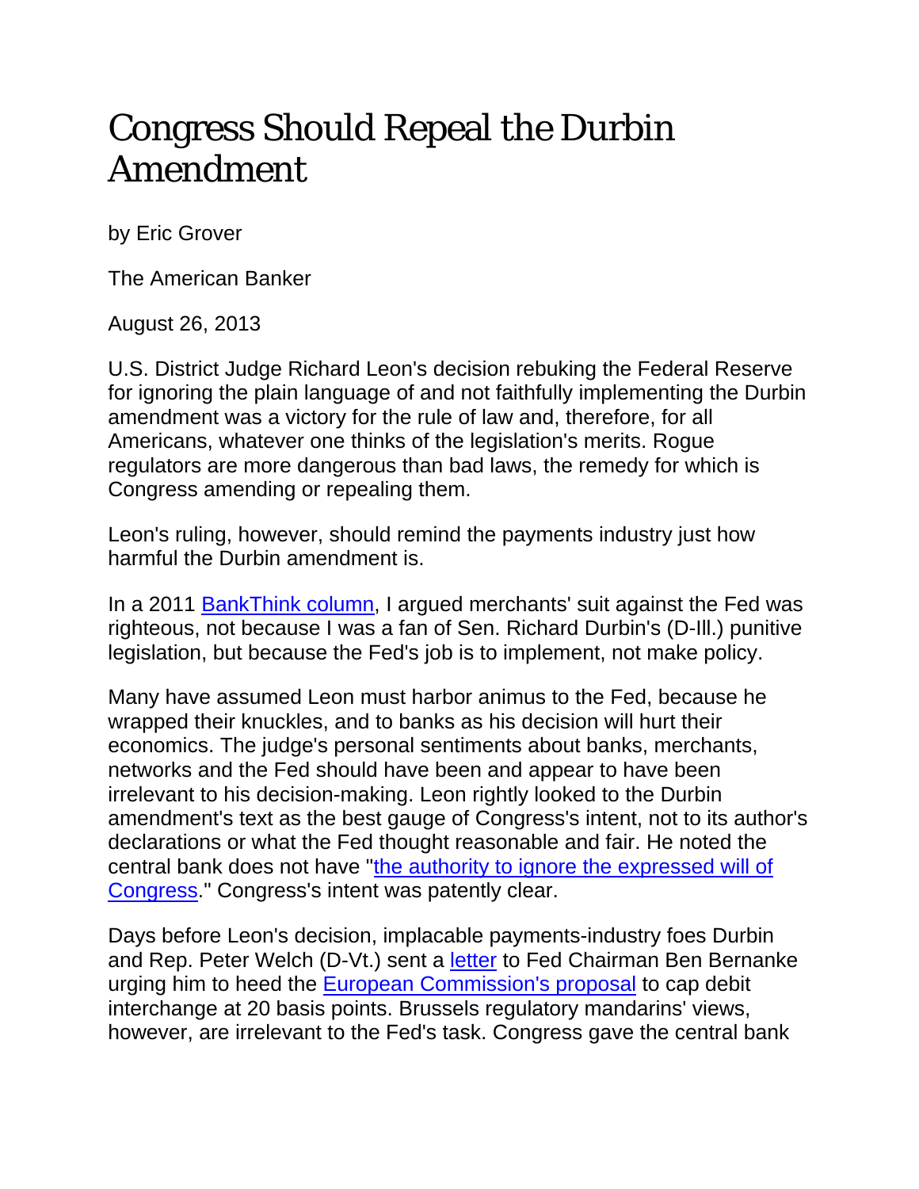# Congress Should Repeal the Durbin Amendment

by Eric Grover

The American Banker

August 26, 2013

U.S. District Judge Richard Leon's decision rebuking the Federal Reserve for ignoring the plain language of and not faithfully implementing the Durbin amendment was a victory for the rule of law and, therefore, for all Americans, whatever one thinks of the legislation's merits. Rogue regulators are more dangerous than bad laws, the remedy for which is Congress amending or repealing them.

Leon's ruling, however, should remind the payments industry just how harmful the Durbin amendment is.

In a 2011 BankThink column, I argued merchants' suit against the Fed was righteous, not because I was a fan of Sen. Richard Durbin's (D-Ill.) punitive legislation, but because the Fed's job is to implement, not make policy.

Many have assumed Leon must harbor animus to the Fed, because he wrapped their knuckles, and to banks as his decision will hurt their economics. The judge's personal sentiments about banks, merchants, networks and the Fed should have been and appear to have been irrelevant to his decision-making. Leon rightly looked to the Durbin amendment's text as the best gauge of Congress's intent, not to its author's declarations or what the Fed thought reasonable and fair. He noted the central bank does not have "the authority to ignore the expressed will of Congress." Congress's intent was patently clear.

Days before Leon's decision, implacable payments-industry foes Durbin and Rep. Peter Welch (D-Vt.) sent a letter to Fed Chairman Ben Bernanke urging him to heed the European Commission's proposal to cap debit interchange at 20 basis points. Brussels regulatory mandarins' views, however, are irrelevant to the Fed's task. Congress gave the central bank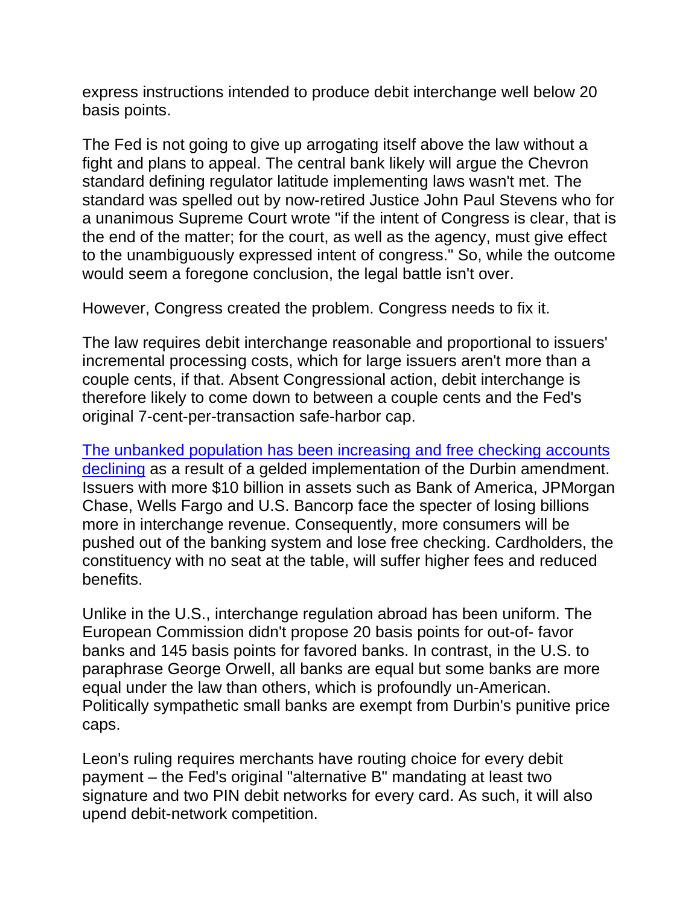express instructions intended to produce debit interchange well below 20 basis points.

The Fed is not going to give up arrogating itself above the law without a fight and plans to appeal. The central bank likely will argue the Chevron standard defining regulator latitude implementing laws wasn't met. The standard was spelled out by now-retired Justice John Paul Stevens who for a unanimous Supreme Court wrote "if the intent of Congress is clear, that is the end of the matter; for the court, as well as the agency, must give effect to the unambiguously expressed intent of congress." So, while the outcome would seem a foregone conclusion, the legal battle isn't over.

However, Congress created the problem. Congress needs to fix it.

The law requires debit interchange reasonable and proportional to issuers' incremental processing costs, which for large issuers aren't more than a couple cents, if that. Absent Congressional action, debit interchange is therefore likely to come down to between a couple cents and the Fed's original 7-cent-per-transaction safe-harbor cap.

[The unbanked population has been increasing and free checking accounts declining]() as a result of a gelded implementation of the Durbin amendment. Issuers with more $10 billion in assets such as Bank of America, JPMorgan Chase, Wells Fargo and U.S. Bancorp face the specter of losing billions more in interchange revenue. Consequently, more consumers will be pushed out of the banking system and lose free checking. Cardholders, the constituency with no seat at the table, will suffer higher fees and reduced benefits.

Unlike in the U.S., interchange regulation abroad has been uniform. The European Commission didn't propose 20 basis points for out-of- favor banks and 145 basis points for favored banks. In contrast, in the U.S. to paraphrase George Orwell, all banks are equal but some banks are more equal under the law than others, which is profoundly un-American. Politically sympathetic small banks are exempt from Durbin's punitive price caps.

Leon's ruling requires merchants have routing choice for every debit payment – the Fed's original "alternative B" mandating at least two signature and two PIN debit networks for every card. As such, it will also upend debit-network competition.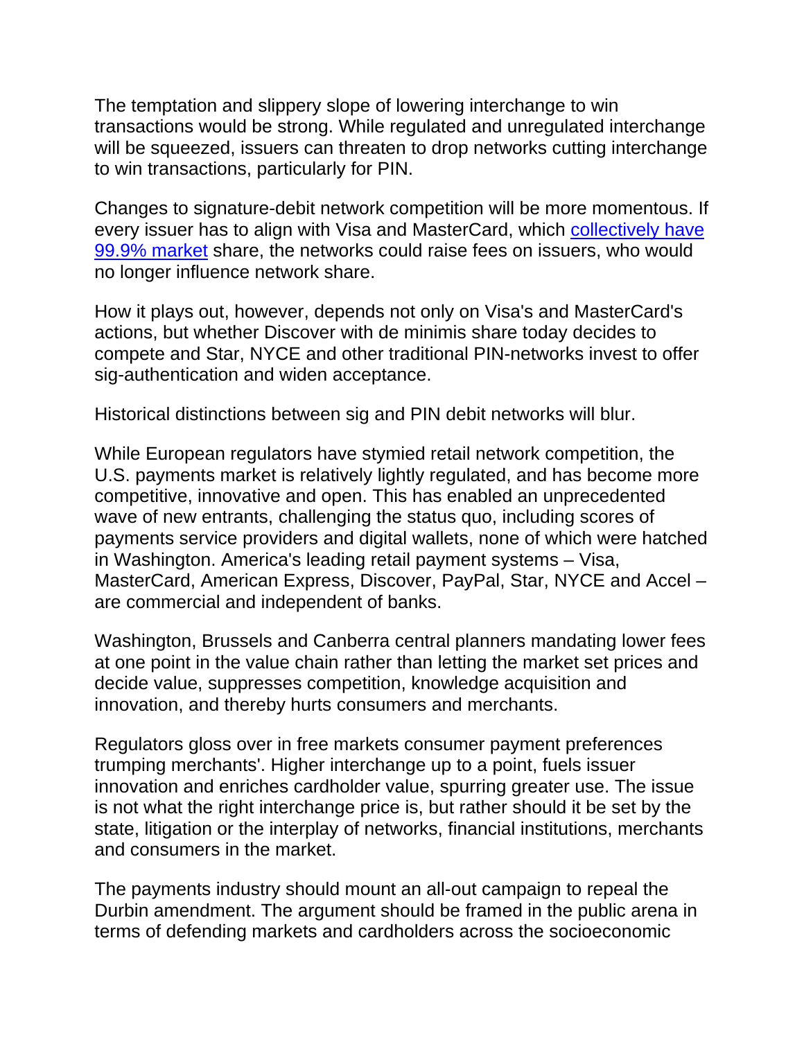The temptation and slippery slope of lowering interchange to win transactions would be strong. While regulated and unregulated interchange will be squeezed, issuers can threaten to drop networks cutting interchange to win transactions, particularly for PIN.

Changes to signature-debit network competition will be more momentous. If every issuer has to align with Visa and MasterCard, which collectively have 99.9% market share, the networks could raise fees on issuers, who would no longer influence network share.

How it plays out, however, depends not only on Visa's and MasterCard's actions, but whether Discover with de minimis share today decides to compete and Star, NYCE and other traditional PIN-networks invest to offer sig-authentication and widen acceptance.

Historical distinctions between sig and PIN debit networks will blur.

While European regulators have stymied retail network competition, the U.S. payments market is relatively lightly regulated, and has become more competitive, innovative and open. This has enabled an unprecedented wave of new entrants, challenging the status quo, including scores of payments service providers and digital wallets, none of which were hatched in Washington. America's leading retail payment systems – Visa, MasterCard, American Express, Discover, PayPal, Star, NYCE and Accel – are commercial and independent of banks.

Washington, Brussels and Canberra central planners mandating lower fees at one point in the value chain rather than letting the market set prices and decide value, suppresses competition, knowledge acquisition and innovation, and thereby hurts consumers and merchants.

Regulators gloss over in free markets consumer payment preferences trumping merchants'. Higher interchange up to a point, fuels issuer innovation and enriches cardholder value, spurring greater use. The issue is not what the right interchange price is, but rather should it be set by the state, litigation or the interplay of networks, financial institutions, merchants and consumers in the market.

The payments industry should mount an all-out campaign to repeal the Durbin amendment. The argument should be framed in the public arena in terms of defending markets and cardholders across the socioeconomic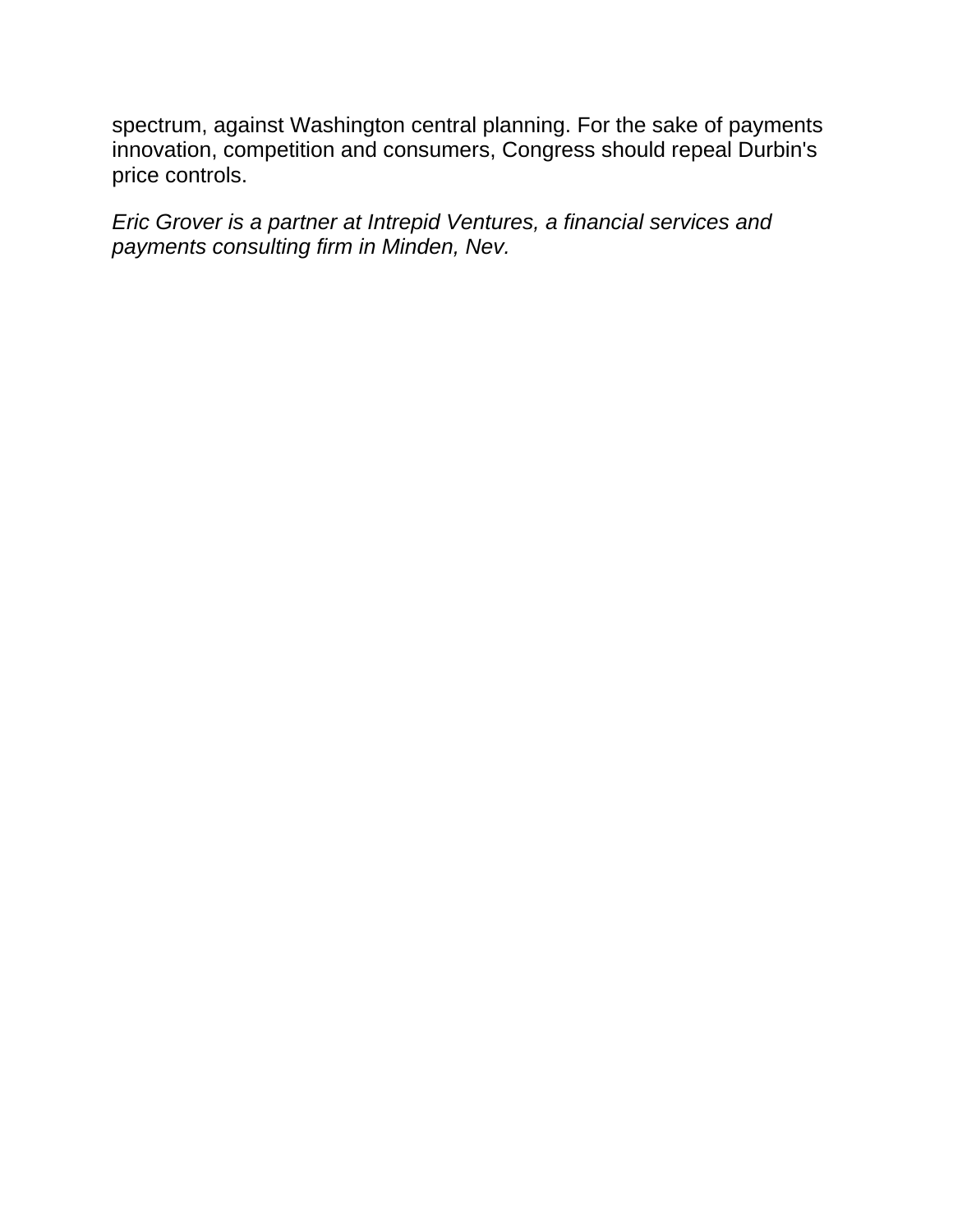spectrum, against Washington central planning. For the sake of payments innovation, competition and consumers, Congress should repeal Durbin's price controls.

*Eric Grover is a partner at Intrepid Ventures, a financial services and payments consulting firm in Minden, Nev.*